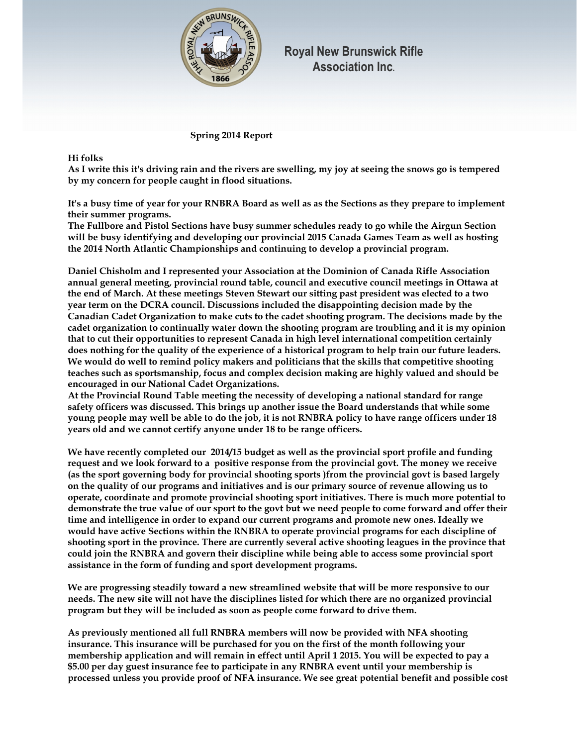# Royal New Brunswick Rifle Association Inc.

## Spring 2014 Report

**Hi folks**
**As I write this it's driving rain and the rivers are swelling, my joy at seeing the snows go is tempered by my concern for people caught in flood situations.**

**It's a busy time of year for your RNBRA Board as well as as the Sections as they prepare to implement their summer programs.**
**The Fullbore and Pistol Sections have busy summer schedules ready to go while the Airgun Section will be busy identifying and developing our provincial 2015 Canada Games Team as well as hosting the 2014 North Atlantic Championships and continuing to develop a provincial program.**

**Daniel Chisholm and I represented your Association at the Dominion of Canada Rifle Association annual general meeting, provincial round table, council and executive council meetings in Ottawa at the end of March. At these meetings Steven Stewart our sitting past president was elected to a two year term on the DCRA council. Discussions included the disappointing decision made by the Canadian Cadet Organization to make cuts to the cadet shooting program. The decisions made by the cadet organization to continually water down the shooting program are troubling and it is my opinion that to cut their opportunities to represent Canada in high level international competition certainly does nothing for the quality of the experience of a historical program to help train our future leaders. We would do well to remind policy makers and politicians that the skills that competitive shooting teaches such as sportsmanship, focus and complex decision making are highly valued and should be encouraged in our National Cadet Organizations.**
**At the Provincial Round Table meeting the necessity of developing a national standard for range safety officers was discussed. This brings up another issue the Board understands that while some young people may well be able to do the job, it is not RNBRA policy to have range officers under 18 years old and we cannot certify anyone under 18 to be range officers.**

**We have recently completed our 2014/15 budget as well as the provincial sport profile and funding request and we look forward to a positive response from the provincial govt. The money we receive (as the sport governing body for provincial shooting sports )from the provincial govt is based largely on the quality of our programs and initiatives and is our primary source of revenue allowing us to operate, coordinate and promote provincial shooting sport initiatives. There is much more potential to demonstrate the true value of our sport to the govt but we need people to come forward and offer their time and intelligence in order to expand our current programs and promote new ones. Ideally we would have active Sections within the RNBRA to operate provincial programs for each discipline of shooting sport in the province. There are currently several active shooting leagues in the province that could join the RNBRA and govern their discipline while being able to access some provincial sport assistance in the form of funding and sport development programs.**

**We are progressing steadily toward a new streamlined website that will be more responsive to our needs. The new site will not have the disciplines listed for which there are no organized provincial program but they will be included as soon as people come forward to drive them.**

**As previously mentioned all full RNBRA members will now be provided with NFA shooting insurance. This insurance will be purchased for you on the first of the month following your membership application and will remain in effect until April 1 2015. You will be expected to pay a $5.00 per day guest insurance fee to participate in any RNBRA event until your membership is processed unless you provide proof of NFA insurance. We see great potential benefit and possible cost**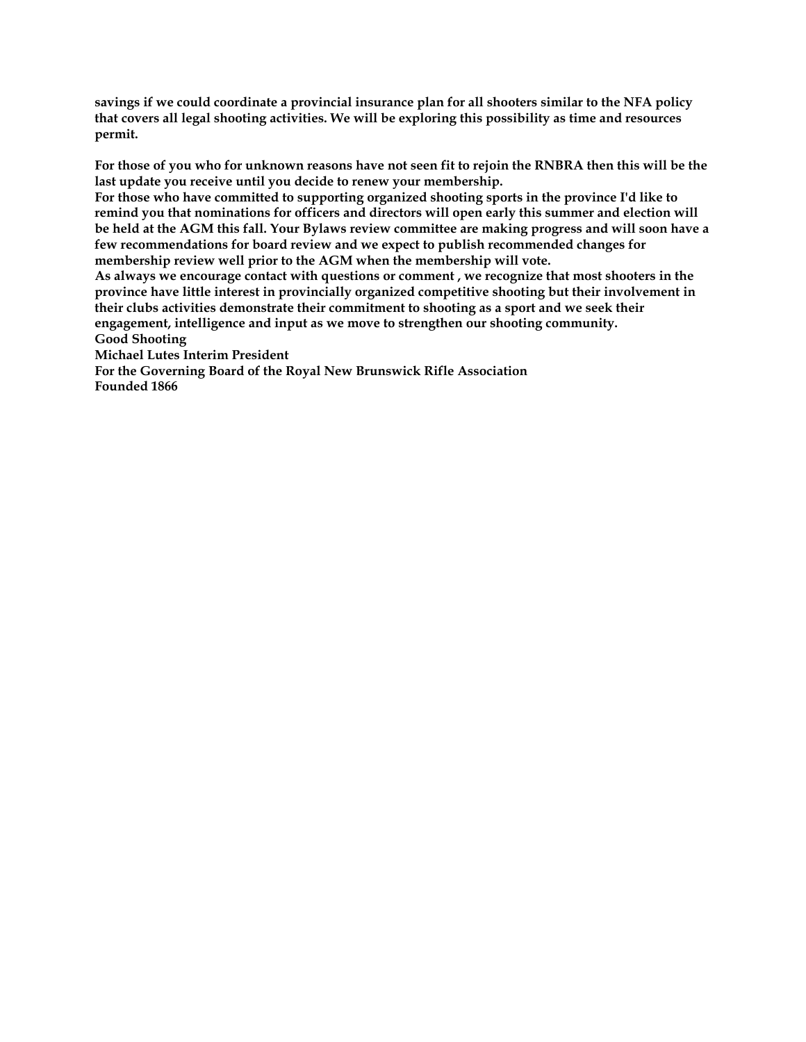**savings if we could coordinate a provincial insurance plan for all shooters similar to the NFA policy that covers all legal shooting activities. We will be exploring this possibility as time and resources permit.**

**For those of you who for unknown reasons have not seen fit to rejoin the RNBRA then this will be the last update you receive until you decide to renew your membership.**
**For those who have committed to supporting organized shooting sports in the province I'd like to remind you that nominations for officers and directors will open early this summer and election will be held at the AGM this fall. Your Bylaws review committee are making progress and will soon have a few recommendations for board review and we expect to publish recommended changes for membership review well prior to the AGM when the membership will vote.**
**As always we encourage contact with questions or comment , we recognize that most shooters in the province have little interest in provincially organized competitive shooting but their involvement in their clubs activities demonstrate their commitment to shooting as a sport and we seek their engagement, intelligence and input as we move to strengthen our shooting community.**
**Good Shooting**
**Michael Lutes Interim President**
**For the Governing Board of the Royal New Brunswick Rifle Association**
**Founded 1866**